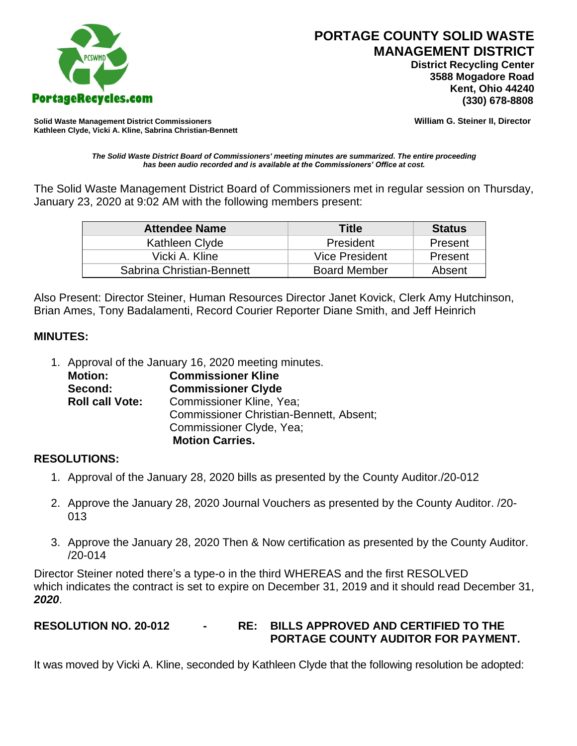# PORTAGE COUNTY SOLID WASTE MANAGEMENT DISTRICT

**District Recycling Center**
**3588 Mogadore Road**
**Kent, Ohio 44240**
**(330) 678-8808**

PortageRecycles.com

**Solid Waste Management District Commissioners**
**Kathleen Clyde, Vicki A. Kline, Sabrina Christian-Bennett**

**William G. Steiner II, Director**

***The Solid Waste District Board of Commissioners' meeting minutes are summarized. The entire proceeding has been audio recorded and is available at the Commissioners' Office at cost.***

The Solid Waste Management District Board of Commissioners met in regular session on Thursday, January 23, 2020 at 9:02 AM with the following members present:

| Attendee Name | Title | Status |
|---|---|---|
| Kathleen Clyde | President | Present |
| Vicki A. Kline | Vice President | Present |
| Sabrina Christian-Bennett | Board Member | Absent |

Also Present: Director Steiner, Human Resources Director Janet Kovick, Clerk Amy Hutchinson, Brian Ames, Tony Badalamenti, Record Courier Reporter Diane Smith, and Jeff Heinrich

## MINUTES:

1. Approval of the January 16, 2020 meeting minutes.
   **Motion:** **Commissioner Kline**
   **Second:** **Commissioner Clyde**
   **Roll call Vote:** Commissioner Kline, Yea;
   Commissioner Christian-Bennett, Absent;
   Commissioner Clyde, Yea;
   **Motion Carries.**

## RESOLUTIONS:

1. Approval of the January 28, 2020 bills as presented by the County Auditor./20-012

2. Approve the January 28, 2020 Journal Vouchers as presented by the County Auditor. /20-013

3. Approve the January 28, 2020 Then & Now certification as presented by the County Auditor. /20-014

Director Steiner noted there's a type-o in the third WHEREAS and the first RESOLVED which indicates the contract is set to expire on December 31, 2019 and it should read December 31, ***2020***.

**RESOLUTION NO. 20-012 - RE: BILLS APPROVED AND CERTIFIED TO THE PORTAGE COUNTY AUDITOR FOR PAYMENT.**

It was moved by Vicki A. Kline, seconded by Kathleen Clyde that the following resolution be adopted: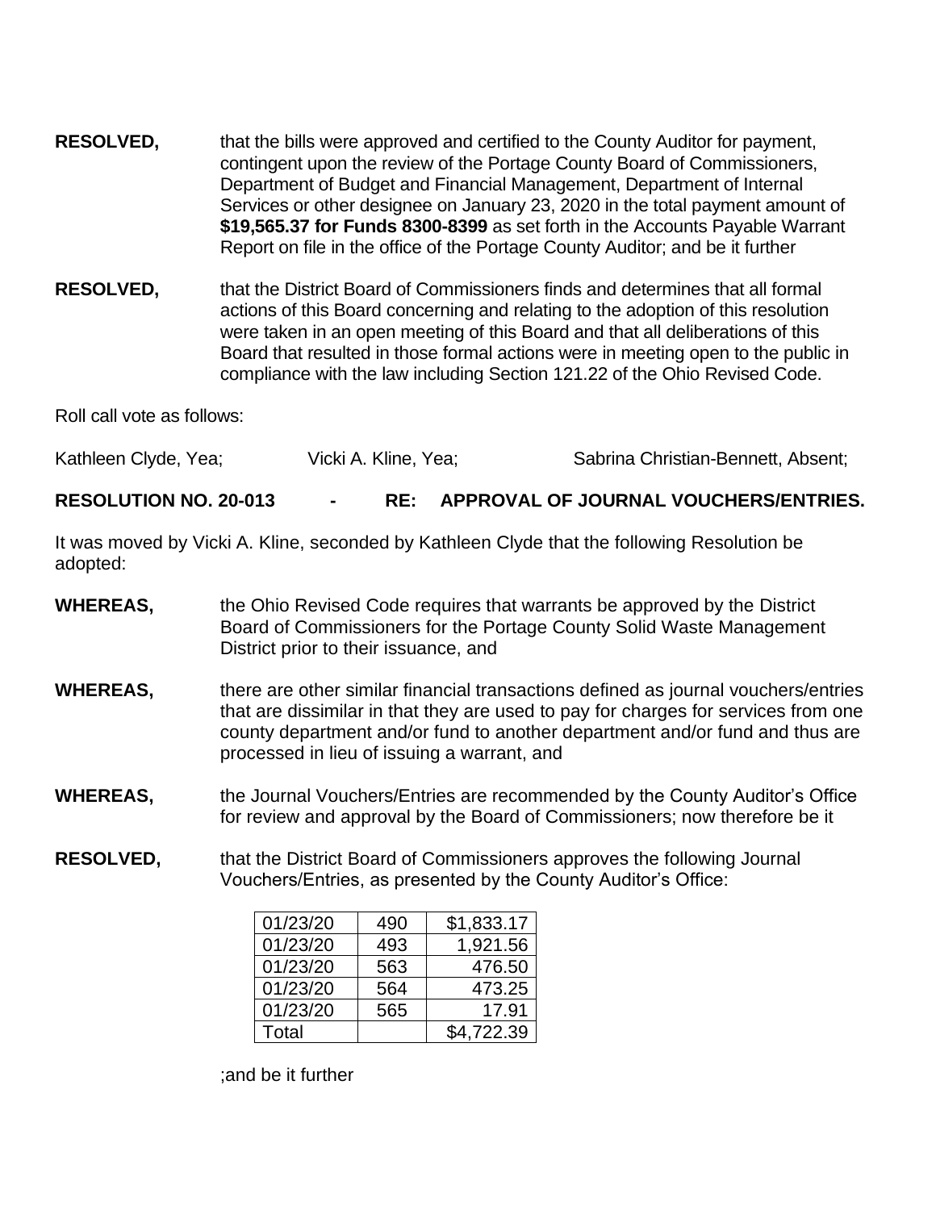**RESOLVED,** that the bills were approved and certified to the County Auditor for payment, contingent upon the review of the Portage County Board of Commissioners, Department of Budget and Financial Management, Department of Internal Services or other designee on January 23, 2020 in the total payment amount of **$19,565.37 for Funds 8300-8399** as set forth in the Accounts Payable Warrant Report on file in the office of the Portage County Auditor; and be it further

**RESOLVED,** that the District Board of Commissioners finds and determines that all formal actions of this Board concerning and relating to the adoption of this resolution were taken in an open meeting of this Board and that all deliberations of this Board that resulted in those formal actions were in meeting open to the public in compliance with the law including Section 121.22 of the Ohio Revised Code.

Roll call vote as follows:

Kathleen Clyde, Yea; Vicki A. Kline, Yea; Sabrina Christian-Bennett, Absent;

**RESOLUTION NO. 20-013 - RE: APPROVAL OF JOURNAL VOUCHERS/ENTRIES.**

It was moved by Vicki A. Kline, seconded by Kathleen Clyde that the following Resolution be adopted:

**WHEREAS,** the Ohio Revised Code requires that warrants be approved by the District Board of Commissioners for the Portage County Solid Waste Management District prior to their issuance, and

**WHEREAS,** there are other similar financial transactions defined as journal vouchers/entries that are dissimilar in that they are used to pay for charges for services from one county department and/or fund to another department and/or fund and thus are processed in lieu of issuing a warrant, and

**WHEREAS,** the Journal Vouchers/Entries are recommended by the County Auditor's Office for review and approval by the Board of Commissioners; now therefore be it

**RESOLVED,** that the District Board of Commissioners approves the following Journal Vouchers/Entries, as presented by the County Auditor's Office:

| | | |
|---|---|---|
| 01/23/20 | 490 | $1,833.17 |
| 01/23/20 | 493 | 1,921.56 |
| 01/23/20 | 563 | 476.50 |
| 01/23/20 | 564 | 473.25 |
| 01/23/20 | 565 | 17.91 |
| Total | | $4,722.39 |

;and be it further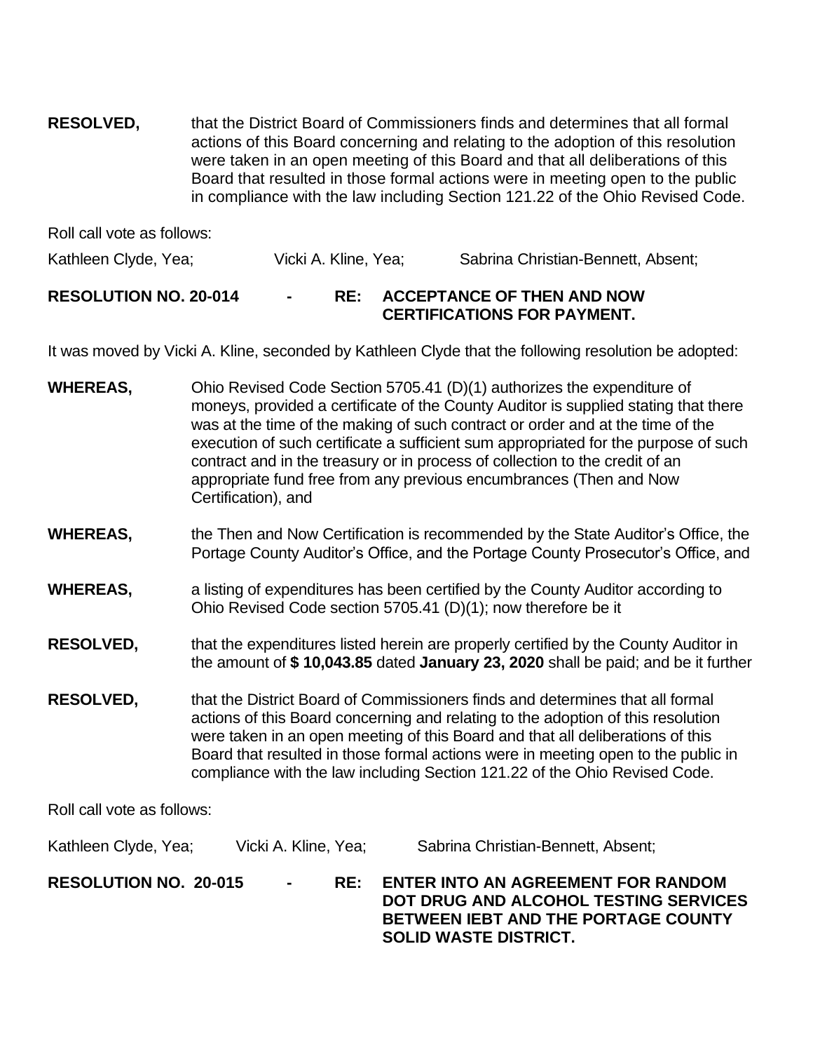**RESOLVED,** that the District Board of Commissioners finds and determines that all formal actions of this Board concerning and relating to the adoption of this resolution were taken in an open meeting of this Board and that all deliberations of this Board that resulted in those formal actions were in meeting open to the public in compliance with the law including Section 121.22 of the Ohio Revised Code.

Roll call vote as follows:

Kathleen Clyde, Yea; Vicki A. Kline, Yea; Sabrina Christian-Bennett, Absent;

**RESOLUTION NO. 20-014 - RE: ACCEPTANCE OF THEN AND NOW CERTIFICATIONS FOR PAYMENT.**

It was moved by Vicki A. Kline, seconded by Kathleen Clyde that the following resolution be adopted:

**WHEREAS,** Ohio Revised Code Section 5705.41 (D)(1) authorizes the expenditure of moneys, provided a certificate of the County Auditor is supplied stating that there was at the time of the making of such contract or order and at the time of the execution of such certificate a sufficient sum appropriated for the purpose of such contract and in the treasury or in process of collection to the credit of an appropriate fund free from any previous encumbrances (Then and Now Certification), and

**WHEREAS,** the Then and Now Certification is recommended by the State Auditor's Office, the Portage County Auditor's Office, and the Portage County Prosecutor's Office, and

**WHEREAS,** a listing of expenditures has been certified by the County Auditor according to Ohio Revised Code section 5705.41 (D)(1); now therefore be it

**RESOLVED,** that the expenditures listed herein are properly certified by the County Auditor in the amount of **$ 10,043.85** dated **January 23, 2020** shall be paid; and be it further

**RESOLVED,** that the District Board of Commissioners finds and determines that all formal actions of this Board concerning and relating to the adoption of this resolution were taken in an open meeting of this Board and that all deliberations of this Board that resulted in those formal actions were in meeting open to the public in compliance with the law including Section 121.22 of the Ohio Revised Code.

Roll call vote as follows:

Kathleen Clyde, Yea; Vicki A. Kline, Yea; Sabrina Christian-Bennett, Absent;

**RESOLUTION NO. 20-015 - RE: ENTER INTO AN AGREEMENT FOR RANDOM DOT DRUG AND ALCOHOL TESTING SERVICES BETWEEN IEBT AND THE PORTAGE COUNTY SOLID WASTE DISTRICT.**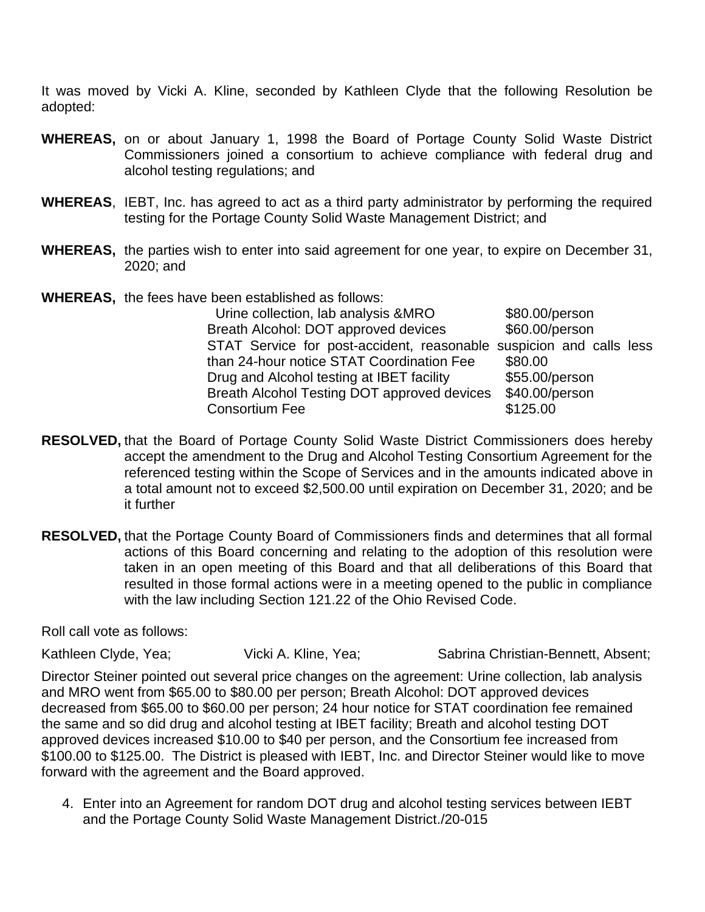It was moved by Vicki A. Kline, seconded by Kathleen Clyde that the following Resolution be adopted:

**WHEREAS,** on or about January 1, 1998 the Board of Portage County Solid Waste District Commissioners joined a consortium to achieve compliance with federal drug and alcohol testing regulations; and

**WHEREAS**, IEBT, Inc. has agreed to act as a third party administrator by performing the required testing for the Portage County Solid Waste Management District; and

**WHEREAS,** the parties wish to enter into said agreement for one year, to expire on December 31, 2020; and

**WHEREAS,** the fees have been established as follows:

| | |
|---|---|
| Urine collection, lab analysis &MRO | \$80.00/person |
| Breath Alcohol: DOT approved devices | \$60.00/person |
| STAT Service for post-accident, reasonable suspicion and calls less than 24-hour notice STAT Coordination Fee | \$80.00 |
| Drug and Alcohol testing at IBET facility | \$55.00/person |
| Breath Alcohol Testing DOT approved devices | \$40.00/person |
| Consortium Fee | \$125.00 |

**RESOLVED,** that the Board of Portage County Solid Waste District Commissioners does hereby accept the amendment to the Drug and Alcohol Testing Consortium Agreement for the referenced testing within the Scope of Services and in the amounts indicated above in a total amount not to exceed \$2,500.00 until expiration on December 31, 2020; and be it further

**RESOLVED,** that the Portage County Board of Commissioners finds and determines that all formal actions of this Board concerning and relating to the adoption of this resolution were taken in an open meeting of this Board and that all deliberations of this Board that resulted in those formal actions were in a meeting opened to the public in compliance with the law including Section 121.22 of the Ohio Revised Code.

Roll call vote as follows:

Kathleen Clyde, Yea; Vicki A. Kline, Yea; Sabrina Christian-Bennett, Absent;

Director Steiner pointed out several price changes on the agreement: Urine collection, lab analysis and MRO went from \$65.00 to \$80.00 per person; Breath Alcohol: DOT approved devices decreased from \$65.00 to \$60.00 per person; 24 hour notice for STAT coordination fee remained the same and so did drug and alcohol testing at IBET facility; Breath and alcohol testing DOT approved devices increased \$10.00 to \$40 per person, and the Consortium fee increased from \$100.00 to \$125.00. The District is pleased with IEBT, Inc. and Director Steiner would like to move forward with the agreement and the Board approved.

4. Enter into an Agreement for random DOT drug and alcohol testing services between IEBT and the Portage County Solid Waste Management District./20-015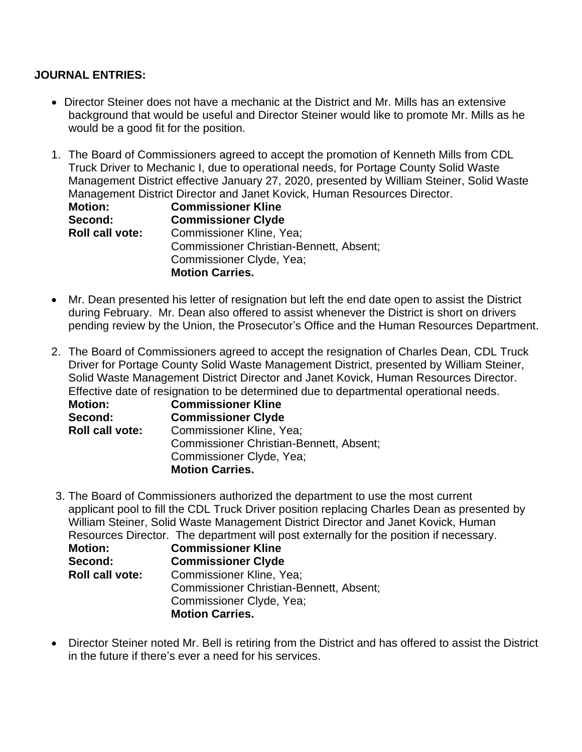**JOURNAL ENTRIES:**

- Director Steiner does not have a mechanic at the District and Mr. Mills has an extensive background that would be useful and Director Steiner would like to promote Mr. Mills as he would be a good fit for the position.

1. The Board of Commissioners agreed to accept the promotion of Kenneth Mills from CDL Truck Driver to Mechanic I, due to operational needs, for Portage County Solid Waste Management District effective January 27, 2020, presented by William Steiner, Solid Waste Management District Director and Janet Kovick, Human Resources Director.

   **Motion:** **Commissioner Kline**
   **Second:** **Commissioner Clyde**
   **Roll call vote:** Commissioner Kline, Yea;
   Commissioner Christian-Bennett, Absent;
   Commissioner Clyde, Yea;
   **Motion Carries.**

- Mr. Dean presented his letter of resignation but left the end date open to assist the District during February. Mr. Dean also offered to assist whenever the District is short on drivers pending review by the Union, the Prosecutor's Office and the Human Resources Department.

2. The Board of Commissioners agreed to accept the resignation of Charles Dean, CDL Truck Driver for Portage County Solid Waste Management District, presented by William Steiner, Solid Waste Management District Director and Janet Kovick, Human Resources Director. Effective date of resignation to be determined due to departmental operational needs.

   **Motion:** **Commissioner Kline**
   **Second:** **Commissioner Clyde**
   **Roll call vote:** Commissioner Kline, Yea;
   Commissioner Christian-Bennett, Absent;
   Commissioner Clyde, Yea;
   **Motion Carries.**

3. The Board of Commissioners authorized the department to use the most current applicant pool to fill the CDL Truck Driver position replacing Charles Dean as presented by William Steiner, Solid Waste Management District Director and Janet Kovick, Human Resources Director. The department will post externally for the position if necessary.

   **Motion:** **Commissioner Kline**
   **Second:** **Commissioner Clyde**
   **Roll call vote:** Commissioner Kline, Yea;
   Commissioner Christian-Bennett, Absent;
   Commissioner Clyde, Yea;
   **Motion Carries.**

- Director Steiner noted Mr. Bell is retiring from the District and has offered to assist the District in the future if there's ever a need for his services.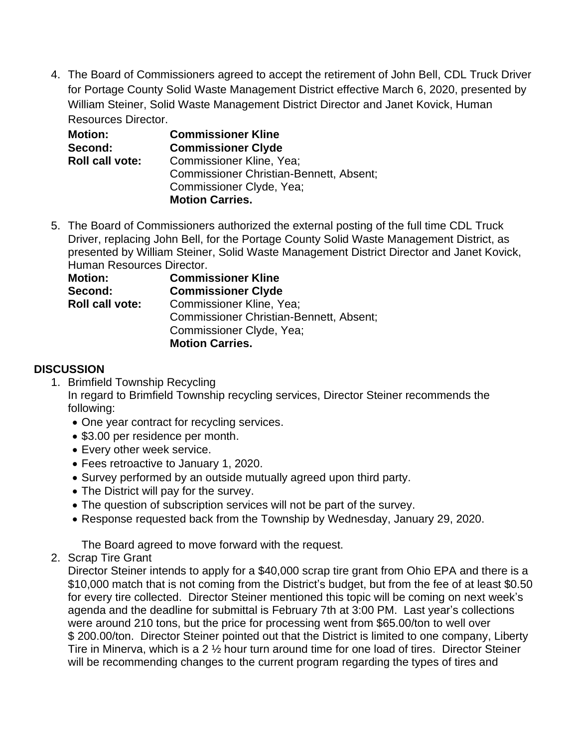4. The Board of Commissioners agreed to accept the retirement of John Bell, CDL Truck Driver for Portage County Solid Waste Management District effective March 6, 2020, presented by William Steiner, Solid Waste Management District Director and Janet Kovick, Human Resources Director.

| | |
|---|---|
| **Motion:** | **Commissioner Kline** |
| **Second:** | **Commissioner Clyde** |
| **Roll call vote:** | Commissioner Kline, Yea; Commissioner Christian-Bennett, Absent; Commissioner Clyde, Yea; **Motion Carries.** |

5. The Board of Commissioners authorized the external posting of the full time CDL Truck Driver, replacing John Bell, for the Portage County Solid Waste Management District, as presented by William Steiner, Solid Waste Management District Director and Janet Kovick, Human Resources Director.

| | |
|---|---|
| **Motion:** | **Commissioner Kline** |
| **Second:** | **Commissioner Clyde** |
| **Roll call vote:** | Commissioner Kline, Yea; Commissioner Christian-Bennett, Absent; Commissioner Clyde, Yea; **Motion Carries.** |

## DISCUSSION

1. Brimfield Township Recycling
   In regard to Brimfield Township recycling services, Director Steiner recommends the following:
   - One year contract for recycling services.
   - $3.00 per residence per month.
   - Every other week service.
   - Fees retroactive to January 1, 2020.
   - Survey performed by an outside mutually agreed upon third party.
   - The District will pay for the survey.
   - The question of subscription services will not be part of the survey.
   - Response requested back from the Township by Wednesday, January 29, 2020.

   The Board agreed to move forward with the request.
2. Scrap Tire Grant
   Director Steiner intends to apply for a $40,000 scrap tire grant from Ohio EPA and there is a $10,000 match that is not coming from the District's budget, but from the fee of at least $0.50 for every tire collected. Director Steiner mentioned this topic will be coming on next week's agenda and the deadline for submittal is February 7th at 3:00 PM. Last year's collections were around 210 tons, but the price for processing went from $65.00/ton to well over $ 200.00/ton. Director Steiner pointed out that the District is limited to one company, Liberty Tire in Minerva, which is a 2 ½ hour turn around time for one load of tires. Director Steiner will be recommending changes to the current program regarding the types of tires and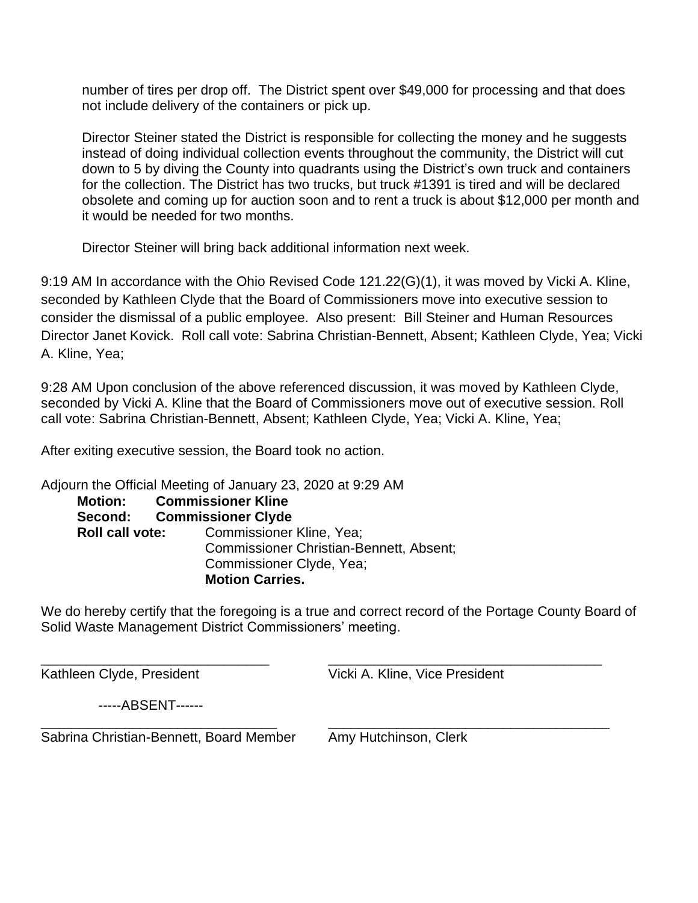number of tires per drop off. The District spent over $49,000 for processing and that does not include delivery of the containers or pick up.

Director Steiner stated the District is responsible for collecting the money and he suggests instead of doing individual collection events throughout the community, the District will cut down to 5 by diving the County into quadrants using the District's own truck and containers for the collection. The District has two trucks, but truck #1391 is tired and will be declared obsolete and coming up for auction soon and to rent a truck is about $12,000 per month and it would be needed for two months.

Director Steiner will bring back additional information next week.

9:19 AM In accordance with the Ohio Revised Code 121.22(G)(1), it was moved by Vicki A. Kline, seconded by Kathleen Clyde that the Board of Commissioners move into executive session to consider the dismissal of a public employee. Also present: Bill Steiner and Human Resources Director Janet Kovick. Roll call vote: Sabrina Christian-Bennett, Absent; Kathleen Clyde, Yea; Vicki A. Kline, Yea;

9:28 AM Upon conclusion of the above referenced discussion, it was moved by Kathleen Clyde, seconded by Vicki A. Kline that the Board of Commissioners move out of executive session. Roll call vote: Sabrina Christian-Bennett, Absent; Kathleen Clyde, Yea; Vicki A. Kline, Yea;

After exiting executive session, the Board took no action.

Adjourn the Official Meeting of January 23, 2020 at 9:29 AM

**Motion:** **Commissioner Kline**
**Second:** **Commissioner Clyde**
**Roll call vote:** Commissioner Kline, Yea;
Commissioner Christian-Bennett, Absent;
Commissioner Clyde, Yea;
**Motion Carries.**

We do hereby certify that the foregoing is a true and correct record of the Portage County Board of Solid Waste Management District Commissioners' meeting.

_______________________________ Kathleen Clyde, President

_______________________________ Vicki A. Kline, Vice President

-----ABSENT------
_______________________________ Sabrina Christian-Bennett, Board Member

_______________________________ Amy Hutchinson, Clerk